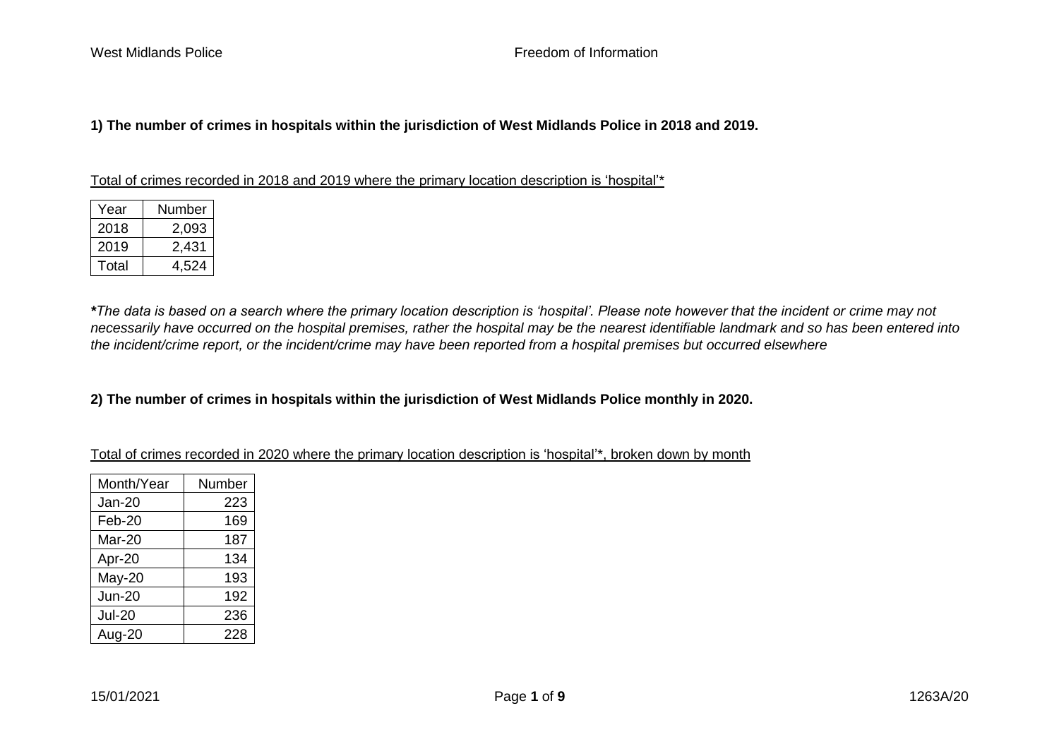**1) The number of crimes in hospitals within the jurisdiction of West Midlands Police in 2018 and 2019.**

Total of crimes recorded in 2018 and 2019 where the primary location description is 'hospital'*

| Year | Number |
|---|---|
| 2018 | 2,093 |
| 2019 | 2,431 |
| Total | 4,524 |

***The data is based on a search where the primary location description is 'hospital'. Please note however that the incident or crime may not necessarily have occurred on the hospital premises, rather the hospital may be the nearest identifiable landmark and so has been entered into the incident/crime report, or the incident/crime may have been reported from a hospital premises but occurred elsewhere*

**2) The number of crimes in hospitals within the jurisdiction of West Midlands Police monthly in 2020.**

Total of crimes recorded in 2020 where the primary location description is 'hospital'*, broken down by month

| Month/Year | Number |
|---|---|
| Jan-20 | 223 |
| Feb-20 | 169 |
| Mar-20 | 187 |
| Apr-20 | 134 |
| May-20 | 193 |
| Jun-20 | 192 |
| Jul-20 | 236 |
| Aug-20 | 228 |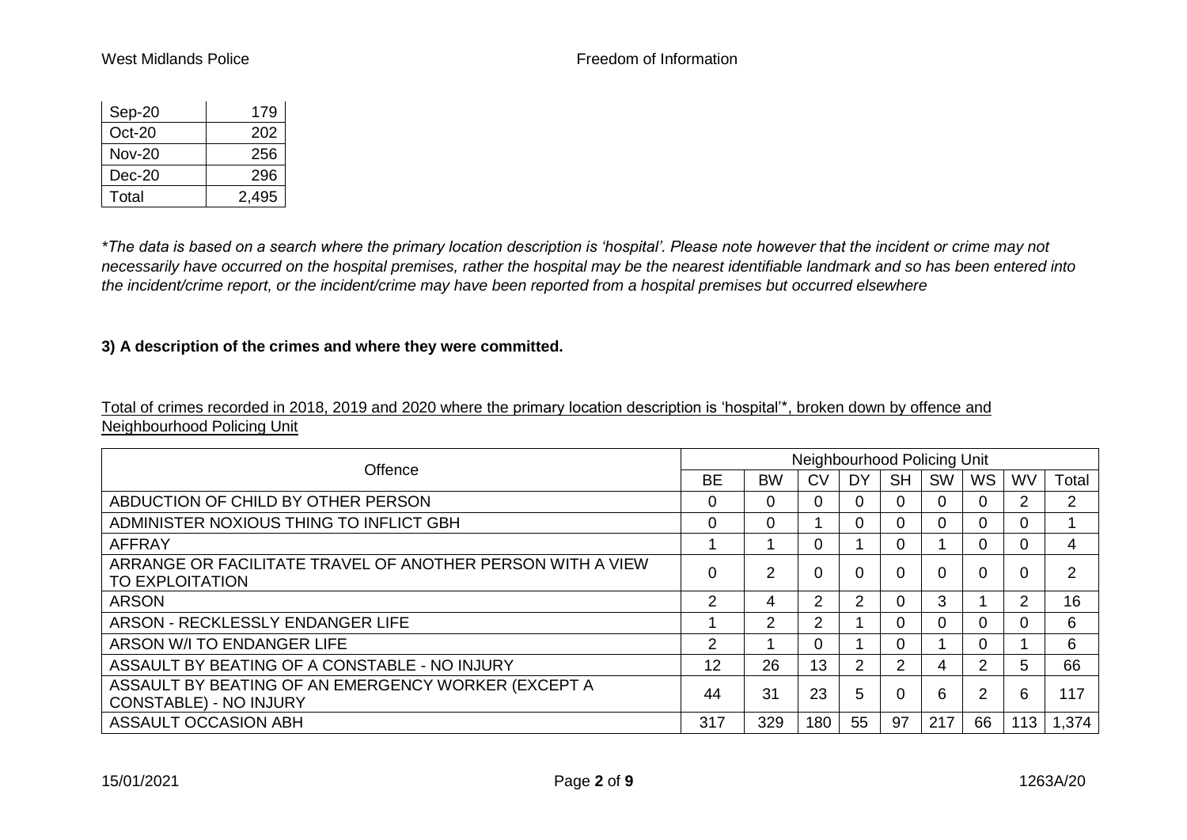| Sep-20 | 179 |
|---|---|
| Oct-20 | 202 |
| Nov-20 | 256 |
| Dec-20 | 296 |
| Total | 2,495 |

*\*The data is based on a search where the primary location description is 'hospital'. Please note however that the incident or crime may not necessarily have occurred on the hospital premises, rather the hospital may be the nearest identifiable landmark and so has been entered into the incident/crime report, or the incident/crime may have been reported from a hospital premises but occurred elsewhere*

**3) A description of the crimes and where they were committed.**

Total of crimes recorded in 2018, 2019 and 2020 where the primary location description is 'hospital'*, broken down by offence and Neighbourhood Policing Unit

| Offence | Neighbourhood Policing Unit | | | | | | | | |
|---|---|---|---|---|---|---|---|---|---|
| | BE | BW | CV | DY | SH | SW | WS | WV | Total |
| ABDUCTION OF CHILD BY OTHER PERSON | 0 | 0 | 0 | 0 | 0 | 0 | 0 | 2 | 2 |
| ADMINISTER NOXIOUS THING TO INFLICT GBH | 0 | 0 | 1 | 0 | 0 | 0 | 0 | 0 | 1 |
| AFFRAY | 1 | 1 | 0 | 1 | 0 | 1 | 0 | 0 | 4 |
| ARRANGE OR FACILITATE TRAVEL OF ANOTHER PERSON WITH A VIEW TO EXPLOITATION | 0 | 2 | 0 | 0 | 0 | 0 | 0 | 0 | 2 |
| ARSON | 2 | 4 | 2 | 2 | 0 | 3 | 1 | 2 | 16 |
| ARSON - RECKLESSLY ENDANGER LIFE | 1 | 2 | 2 | 1 | 0 | 0 | 0 | 0 | 6 |
| ARSON W/I TO ENDANGER LIFE | 2 | 1 | 0 | 1 | 0 | 1 | 0 | 1 | 6 |
| ASSAULT BY BEATING OF A CONSTABLE - NO INJURY | 12 | 26 | 13 | 2 | 2 | 4 | 2 | 5 | 66 |
| ASSAULT BY BEATING OF AN EMERGENCY WORKER (EXCEPT A CONSTABLE) - NO INJURY | 44 | 31 | 23 | 5 | 0 | 6 | 2 | 6 | 117 |
| ASSAULT OCCASION ABH | 317 | 329 | 180 | 55 | 97 | 217 | 66 | 113 | 1,374 |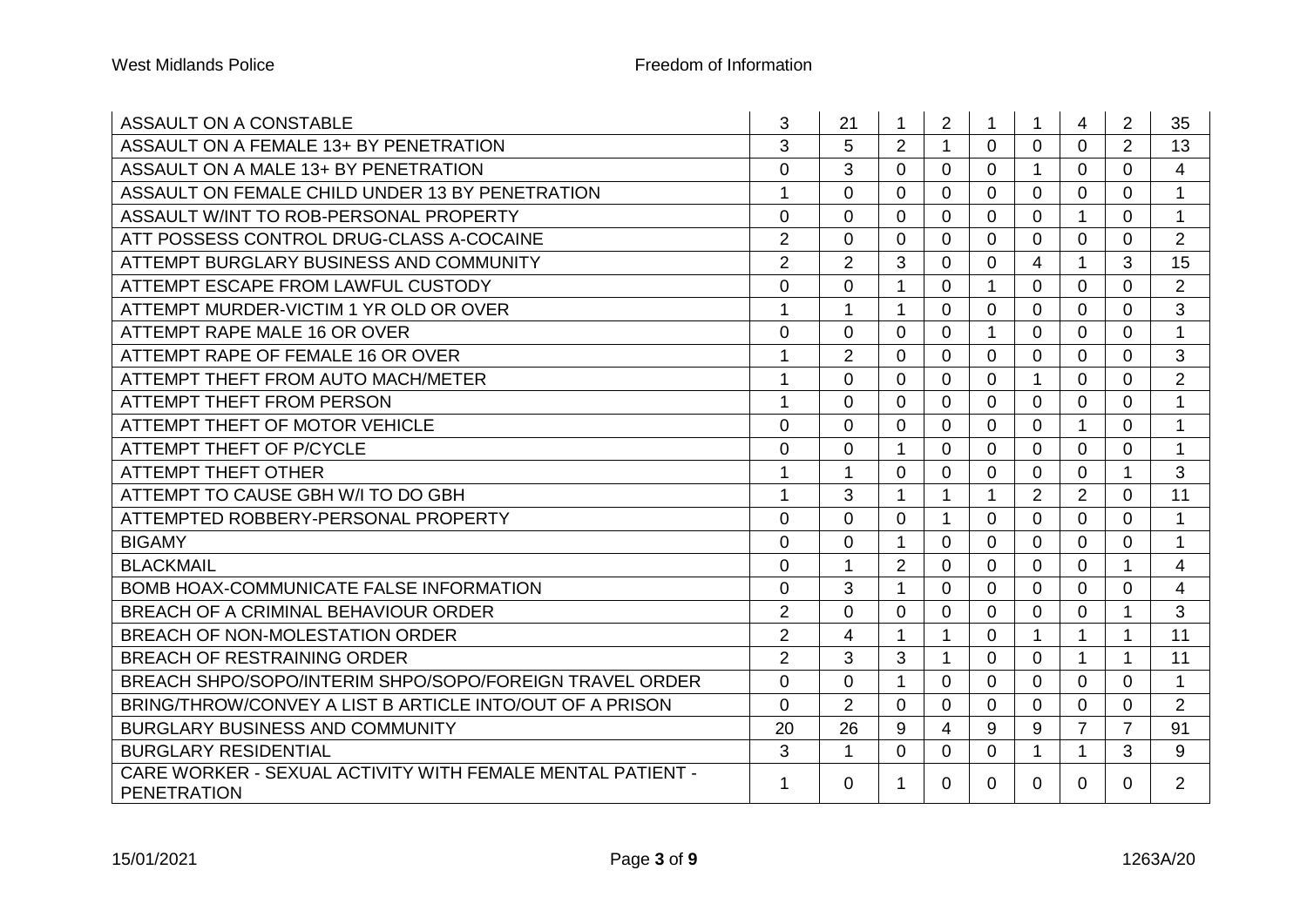| | | | | | | | | | |
|---|---|---|---|---|---|---|---|---|---|
| ASSAULT ON A CONSTABLE | 3 | 21 | 1 | 2 | 1 | 1 | 4 | 2 | 35 |
| ASSAULT ON A FEMALE 13+ BY PENETRATION | 3 | 5 | 2 | 1 | 0 | 0 | 0 | 2 | 13 |
| ASSAULT ON A MALE 13+ BY PENETRATION | 0 | 3 | 0 | 0 | 0 | 1 | 0 | 0 | 4 |
| ASSAULT ON FEMALE CHILD UNDER 13 BY PENETRATION | 1 | 0 | 0 | 0 | 0 | 0 | 0 | 0 | 1 |
| ASSAULT W/INT TO ROB-PERSONAL PROPERTY | 0 | 0 | 0 | 0 | 0 | 0 | 1 | 0 | 1 |
| ATT POSSESS CONTROL DRUG-CLASS A-COCAINE | 2 | 0 | 0 | 0 | 0 | 0 | 0 | 0 | 2 |
| ATTEMPT BURGLARY BUSINESS AND COMMUNITY | 2 | 2 | 3 | 0 | 0 | 4 | 1 | 3 | 15 |
| ATTEMPT ESCAPE FROM LAWFUL CUSTODY | 0 | 0 | 1 | 0 | 1 | 0 | 0 | 0 | 2 |
| ATTEMPT MURDER-VICTIM 1 YR OLD OR OVER | 1 | 1 | 1 | 0 | 0 | 0 | 0 | 0 | 3 |
| ATTEMPT RAPE MALE 16 OR OVER | 0 | 0 | 0 | 0 | 1 | 0 | 0 | 0 | 1 |
| ATTEMPT RAPE OF FEMALE 16 OR OVER | 1 | 2 | 0 | 0 | 0 | 0 | 0 | 0 | 3 |
| ATTEMPT THEFT FROM AUTO MACH/METER | 1 | 0 | 0 | 0 | 0 | 1 | 0 | 0 | 2 |
| ATTEMPT THEFT FROM PERSON | 1 | 0 | 0 | 0 | 0 | 0 | 0 | 0 | 1 |
| ATTEMPT THEFT OF MOTOR VEHICLE | 0 | 0 | 0 | 0 | 0 | 0 | 1 | 0 | 1 |
| ATTEMPT THEFT OF P/CYCLE | 0 | 0 | 1 | 0 | 0 | 0 | 0 | 0 | 1 |
| ATTEMPT THEFT OTHER | 1 | 1 | 0 | 0 | 0 | 0 | 0 | 1 | 3 |
| ATTEMPT TO CAUSE GBH W/I TO DO GBH | 1 | 3 | 1 | 1 | 1 | 2 | 2 | 0 | 11 |
| ATTEMPTED ROBBERY-PERSONAL PROPERTY | 0 | 0 | 0 | 1 | 0 | 0 | 0 | 0 | 1 |
| BIGAMY | 0 | 0 | 1 | 0 | 0 | 0 | 0 | 0 | 1 |
| BLACKMAIL | 0 | 1 | 2 | 0 | 0 | 0 | 0 | 1 | 4 |
| BOMB HOAX-COMMUNICATE FALSE INFORMATION | 0 | 3 | 1 | 0 | 0 | 0 | 0 | 0 | 4 |
| BREACH OF A CRIMINAL BEHAVIOUR ORDER | 2 | 0 | 0 | 0 | 0 | 0 | 0 | 1 | 3 |
| BREACH OF NON-MOLESTATION ORDER | 2 | 4 | 1 | 1 | 0 | 1 | 1 | 1 | 11 |
| BREACH OF RESTRAINING ORDER | 2 | 3 | 3 | 1 | 0 | 0 | 1 | 1 | 11 |
| BREACH SHPO/SOPO/INTERIM SHPO/SOPO/FOREIGN TRAVEL ORDER | 0 | 0 | 1 | 0 | 0 | 0 | 0 | 0 | 1 |
| BRING/THROW/CONVEY A LIST B ARTICLE INTO/OUT OF A PRISON | 0 | 2 | 0 | 0 | 0 | 0 | 0 | 0 | 2 |
| BURGLARY BUSINESS AND COMMUNITY | 20 | 26 | 9 | 4 | 9 | 9 | 7 | 7 | 91 |
| BURGLARY RESIDENTIAL | 3 | 1 | 0 | 0 | 0 | 1 | 1 | 3 | 9 |
| CARE WORKER - SEXUAL ACTIVITY WITH FEMALE MENTAL PATIENT - PENETRATION | 1 | 0 | 1 | 0 | 0 | 0 | 0 | 0 | 2 |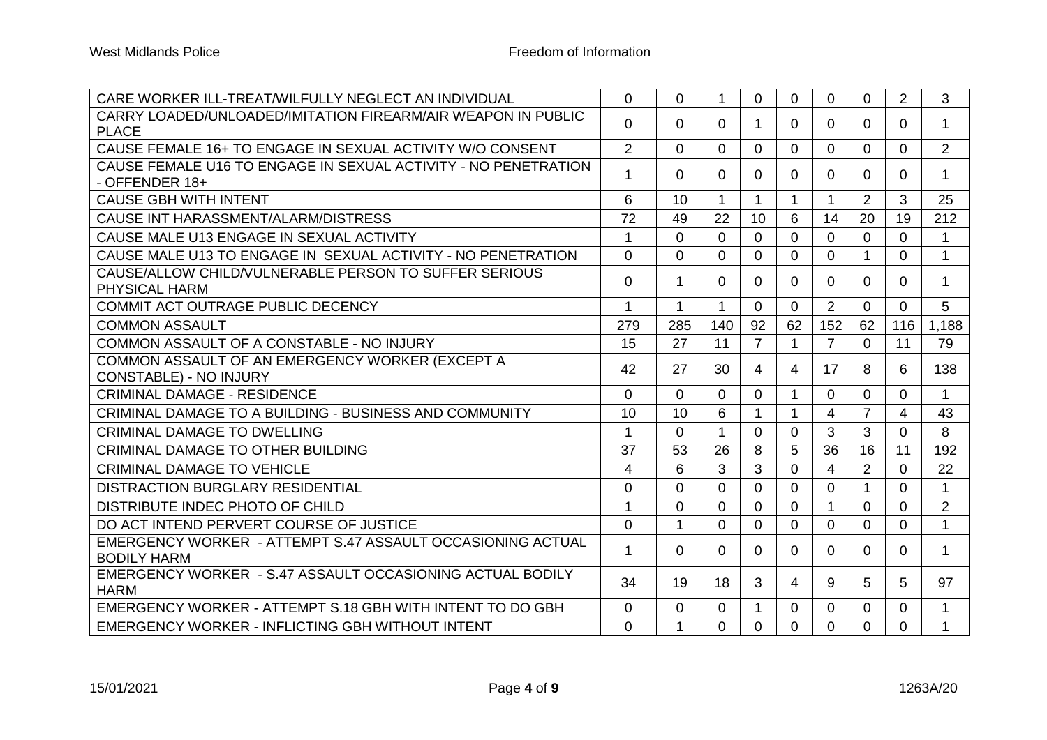| | | | | | | | | | |
|---|---|---|---|---|---|---|---|---|---|
| CARE WORKER ILL-TREAT/WILFULLY NEGLECT AN INDIVIDUAL | 0 | 0 | 1 | 0 | 0 | 0 | 0 | 2 | 3 |
| CARRY LOADED/UNLOADED/IMITATION FIREARM/AIR WEAPON IN PUBLIC PLACE | 0 | 0 | 0 | 1 | 0 | 0 | 0 | 0 | 1 |
| CAUSE FEMALE 16+ TO ENGAGE IN SEXUAL ACTIVITY W/O CONSENT | 2 | 0 | 0 | 0 | 0 | 0 | 0 | 0 | 2 |
| CAUSE FEMALE U16 TO ENGAGE IN SEXUAL ACTIVITY - NO PENETRATION - OFFENDER 18+ | 1 | 0 | 0 | 0 | 0 | 0 | 0 | 0 | 1 |
| CAUSE GBH WITH INTENT | 6 | 10 | 1 | 1 | 1 | 1 | 2 | 3 | 25 |
| CAUSE INT HARASSMENT/ALARM/DISTRESS | 72 | 49 | 22 | 10 | 6 | 14 | 20 | 19 | 212 |
| CAUSE MALE U13 ENGAGE IN SEXUAL ACTIVITY | 1 | 0 | 0 | 0 | 0 | 0 | 0 | 0 | 1 |
| CAUSE MALE U13 TO ENGAGE IN SEXUAL ACTIVITY - NO PENETRATION | 0 | 0 | 0 | 0 | 0 | 0 | 1 | 0 | 1 |
| CAUSE/ALLOW CHILD/VULNERABLE PERSON TO SUFFER SERIOUS PHYSICAL HARM | 0 | 1 | 0 | 0 | 0 | 0 | 0 | 0 | 1 |
| COMMIT ACT OUTRAGE PUBLIC DECENCY | 1 | 1 | 1 | 0 | 0 | 2 | 0 | 0 | 5 |
| COMMON ASSAULT | 279 | 285 | 140 | 92 | 62 | 152 | 62 | 116 | 1,188 |
| COMMON ASSAULT OF A CONSTABLE - NO INJURY | 15 | 27 | 11 | 7 | 1 | 7 | 0 | 11 | 79 |
| COMMON ASSAULT OF AN EMERGENCY WORKER (EXCEPT A CONSTABLE) - NO INJURY | 42 | 27 | 30 | 4 | 4 | 17 | 8 | 6 | 138 |
| CRIMINAL DAMAGE - RESIDENCE | 0 | 0 | 0 | 0 | 1 | 0 | 0 | 0 | 1 |
| CRIMINAL DAMAGE TO A BUILDING - BUSINESS AND COMMUNITY | 10 | 10 | 6 | 1 | 1 | 4 | 7 | 4 | 43 |
| CRIMINAL DAMAGE TO DWELLING | 1 | 0 | 1 | 0 | 0 | 3 | 3 | 0 | 8 |
| CRIMINAL DAMAGE TO OTHER BUILDING | 37 | 53 | 26 | 8 | 5 | 36 | 16 | 11 | 192 |
| CRIMINAL DAMAGE TO VEHICLE | 4 | 6 | 3 | 3 | 0 | 4 | 2 | 0 | 22 |
| DISTRACTION BURGLARY RESIDENTIAL | 0 | 0 | 0 | 0 | 0 | 0 | 1 | 0 | 1 |
| DISTRIBUTE INDEC PHOTO OF CHILD | 1 | 0 | 0 | 0 | 0 | 1 | 0 | 0 | 2 |
| DO ACT INTEND PERVERT COURSE OF JUSTICE | 0 | 1 | 0 | 0 | 0 | 0 | 0 | 0 | 1 |
| EMERGENCY WORKER - ATTEMPT S.47 ASSAULT OCCASIONING ACTUAL BODILY HARM | 1 | 0 | 0 | 0 | 0 | 0 | 0 | 0 | 1 |
| EMERGENCY WORKER - S.47 ASSAULT OCCASIONING ACTUAL BODILY HARM | 34 | 19 | 18 | 3 | 4 | 9 | 5 | 5 | 97 |
| EMERGENCY WORKER - ATTEMPT S.18 GBH WITH INTENT TO DO GBH | 0 | 0 | 0 | 1 | 0 | 0 | 0 | 0 | 1 |
| EMERGENCY WORKER - INFLICTING GBH WITHOUT INTENT | 0 | 1 | 0 | 0 | 0 | 0 | 0 | 0 | 1 |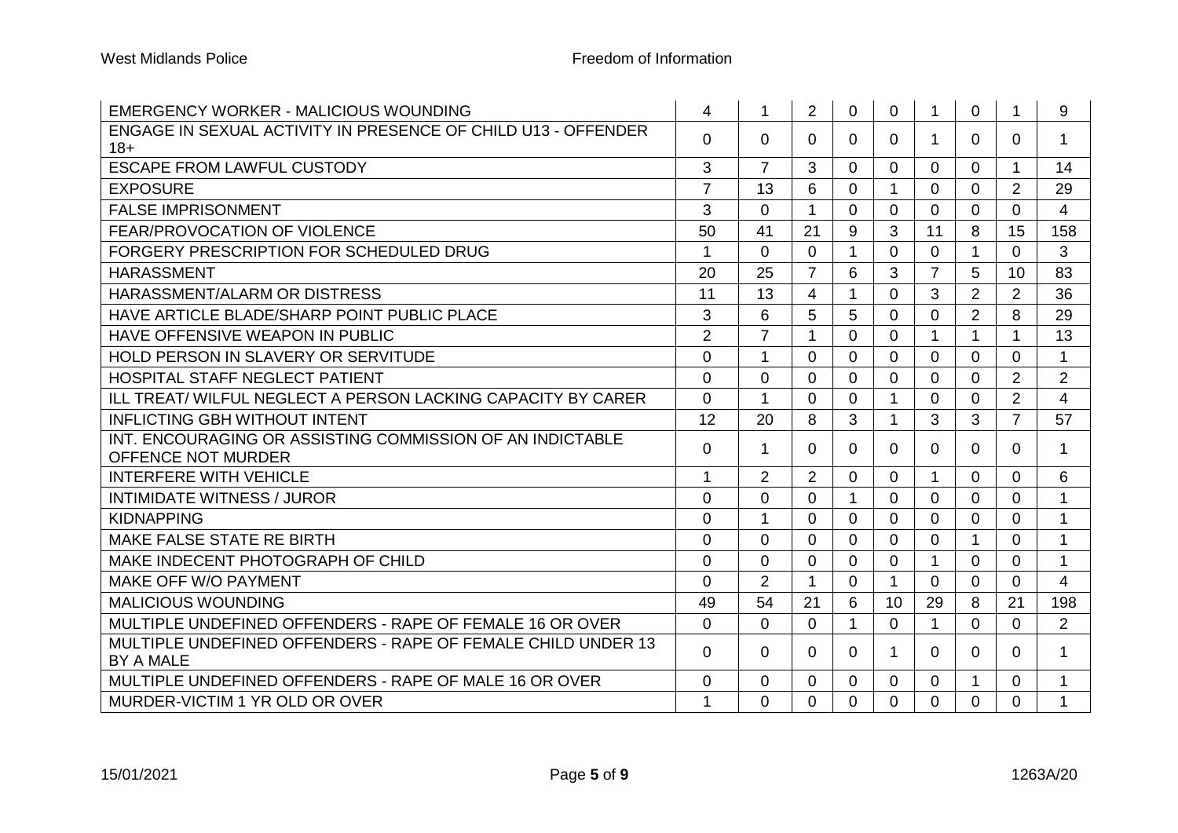| | | | | | | | | | |
|---|---|---|---|---|---|---|---|---|---|
| EMERGENCY WORKER - MALICIOUS WOUNDING | 4 | 1 | 2 | 0 | 0 | 1 | 0 | 1 | 9 |
| ENGAGE IN SEXUAL ACTIVITY IN PRESENCE OF CHILD U13 - OFFENDER 18+ | 0 | 0 | 0 | 0 | 0 | 1 | 0 | 0 | 1 |
| ESCAPE FROM LAWFUL CUSTODY | 3 | 7 | 3 | 0 | 0 | 0 | 0 | 1 | 14 |
| EXPOSURE | 7 | 13 | 6 | 0 | 1 | 0 | 0 | 2 | 29 |
| FALSE IMPRISONMENT | 3 | 0 | 1 | 0 | 0 | 0 | 0 | 0 | 4 |
| FEAR/PROVOCATION OF VIOLENCE | 50 | 41 | 21 | 9 | 3 | 11 | 8 | 15 | 158 |
| FORGERY PRESCRIPTION FOR SCHEDULED DRUG | 1 | 0 | 0 | 1 | 0 | 0 | 1 | 0 | 3 |
| HARASSMENT | 20 | 25 | 7 | 6 | 3 | 7 | 5 | 10 | 83 |
| HARASSMENT/ALARM OR DISTRESS | 11 | 13 | 4 | 1 | 0 | 3 | 2 | 2 | 36 |
| HAVE ARTICLE BLADE/SHARP POINT PUBLIC PLACE | 3 | 6 | 5 | 5 | 0 | 0 | 2 | 8 | 29 |
| HAVE OFFENSIVE WEAPON IN PUBLIC | 2 | 7 | 1 | 0 | 0 | 1 | 1 | 1 | 13 |
| HOLD PERSON IN SLAVERY OR SERVITUDE | 0 | 1 | 0 | 0 | 0 | 0 | 0 | 0 | 1 |
| HOSPITAL STAFF NEGLECT PATIENT | 0 | 0 | 0 | 0 | 0 | 0 | 0 | 2 | 2 |
| ILL TREAT/ WILFUL NEGLECT A PERSON LACKING CAPACITY BY CARER | 0 | 1 | 0 | 0 | 1 | 0 | 0 | 2 | 4 |
| INFLICTING GBH WITHOUT INTENT | 12 | 20 | 8 | 3 | 1 | 3 | 3 | 7 | 57 |
| INT. ENCOURAGING OR ASSISTING COMMISSION OF AN INDICTABLE OFFENCE NOT MURDER | 0 | 1 | 0 | 0 | 0 | 0 | 0 | 0 | 1 |
| INTERFERE WITH VEHICLE | 1 | 2 | 2 | 0 | 0 | 1 | 0 | 0 | 6 |
| INTIMIDATE WITNESS / JUROR | 0 | 0 | 0 | 1 | 0 | 0 | 0 | 0 | 1 |
| KIDNAPPING | 0 | 1 | 0 | 0 | 0 | 0 | 0 | 0 | 1 |
| MAKE FALSE STATE RE BIRTH | 0 | 0 | 0 | 0 | 0 | 0 | 1 | 0 | 1 |
| MAKE INDECENT PHOTOGRAPH OF CHILD | 0 | 0 | 0 | 0 | 0 | 1 | 0 | 0 | 1 |
| MAKE OFF W/O PAYMENT | 0 | 2 | 1 | 0 | 1 | 0 | 0 | 0 | 4 |
| MALICIOUS WOUNDING | 49 | 54 | 21 | 6 | 10 | 29 | 8 | 21 | 198 |
| MULTIPLE UNDEFINED OFFENDERS - RAPE OF FEMALE 16 OR OVER | 0 | 0 | 0 | 1 | 0 | 1 | 0 | 0 | 2 |
| MULTIPLE UNDEFINED OFFENDERS - RAPE OF FEMALE CHILD UNDER 13 BY A MALE | 0 | 0 | 0 | 0 | 1 | 0 | 0 | 0 | 1 |
| MULTIPLE UNDEFINED OFFENDERS - RAPE OF MALE 16 OR OVER | 0 | 0 | 0 | 0 | 0 | 0 | 1 | 0 | 1 |
| MURDER-VICTIM 1 YR OLD OR OVER | 1 | 0 | 0 | 0 | 0 | 0 | 0 | 0 | 1 |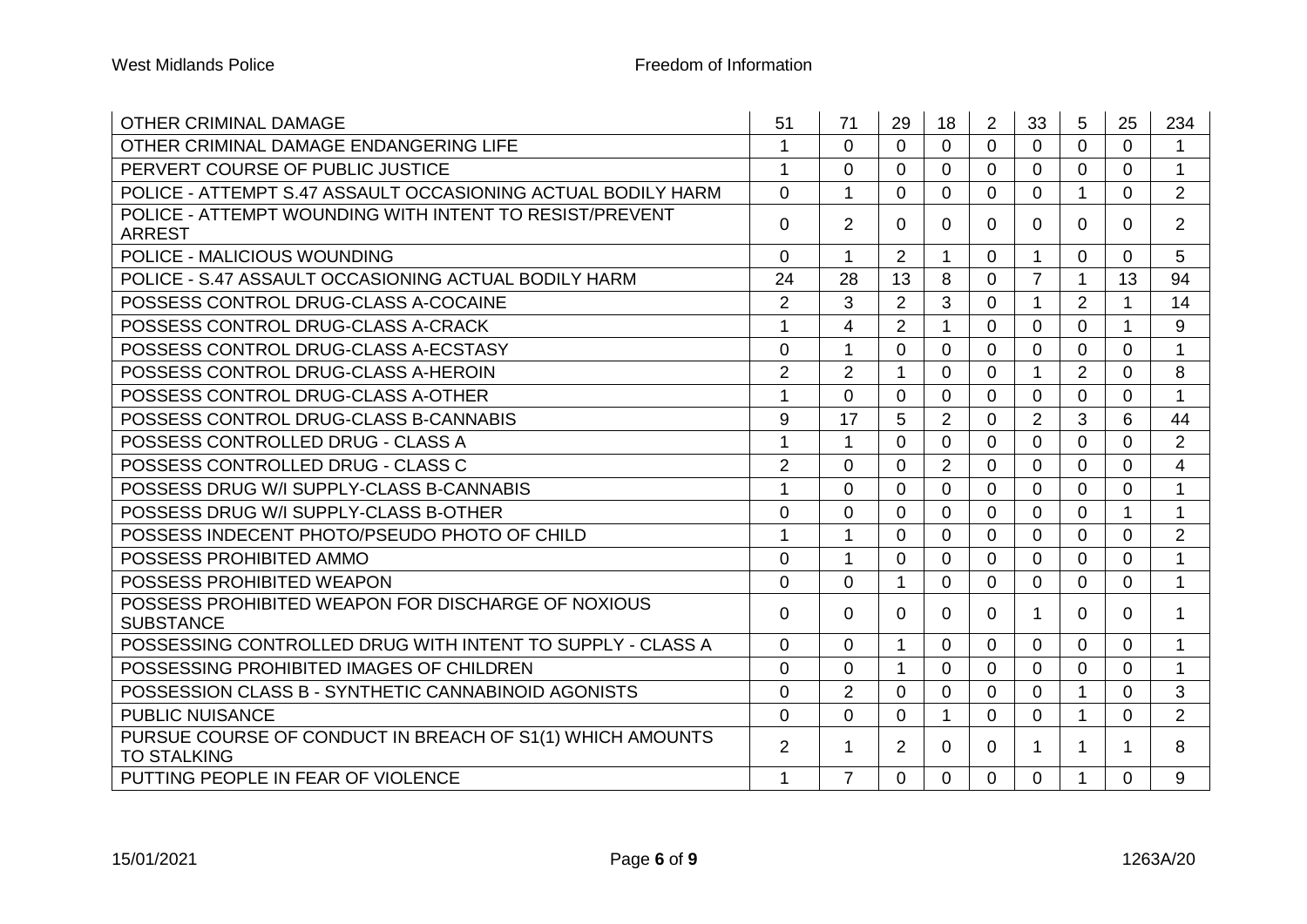| | | | | | | | | | |
|---|---|---|---|---|---|---|---|---|---|
| OTHER CRIMINAL DAMAGE | 51 | 71 | 29 | 18 | 2 | 33 | 5 | 25 | 234 |
| OTHER CRIMINAL DAMAGE ENDANGERING LIFE | 1 | 0 | 0 | 0 | 0 | 0 | 0 | 0 | 1 |
| PERVERT COURSE OF PUBLIC JUSTICE | 1 | 0 | 0 | 0 | 0 | 0 | 0 | 0 | 1 |
| POLICE - ATTEMPT S.47 ASSAULT OCCASIONING ACTUAL BODILY HARM | 0 | 1 | 0 | 0 | 0 | 0 | 1 | 0 | 2 |
| POLICE - ATTEMPT WOUNDING WITH INTENT TO RESIST/PREVENT ARREST | 0 | 2 | 0 | 0 | 0 | 0 | 0 | 0 | 2 |
| POLICE - MALICIOUS WOUNDING | 0 | 1 | 2 | 1 | 0 | 1 | 0 | 0 | 5 |
| POLICE - S.47 ASSAULT OCCASIONING ACTUAL BODILY HARM | 24 | 28 | 13 | 8 | 0 | 7 | 1 | 13 | 94 |
| POSSESS CONTROL DRUG-CLASS A-COCAINE | 2 | 3 | 2 | 3 | 0 | 1 | 2 | 1 | 14 |
| POSSESS CONTROL DRUG-CLASS A-CRACK | 1 | 4 | 2 | 1 | 0 | 0 | 0 | 1 | 9 |
| POSSESS CONTROL DRUG-CLASS A-ECSTASY | 0 | 1 | 0 | 0 | 0 | 0 | 0 | 0 | 1 |
| POSSESS CONTROL DRUG-CLASS A-HEROIN | 2 | 2 | 1 | 0 | 0 | 1 | 2 | 0 | 8 |
| POSSESS CONTROL DRUG-CLASS A-OTHER | 1 | 0 | 0 | 0 | 0 | 0 | 0 | 0 | 1 |
| POSSESS CONTROL DRUG-CLASS B-CANNABIS | 9 | 17 | 5 | 2 | 0 | 2 | 3 | 6 | 44 |
| POSSESS CONTROLLED DRUG - CLASS A | 1 | 1 | 0 | 0 | 0 | 0 | 0 | 0 | 2 |
| POSSESS CONTROLLED DRUG - CLASS C | 2 | 0 | 0 | 2 | 0 | 0 | 0 | 0 | 4 |
| POSSESS DRUG W/I SUPPLY-CLASS B-CANNABIS | 1 | 0 | 0 | 0 | 0 | 0 | 0 | 0 | 1 |
| POSSESS DRUG W/I SUPPLY-CLASS B-OTHER | 0 | 0 | 0 | 0 | 0 | 0 | 0 | 1 | 1 |
| POSSESS INDECENT PHOTO/PSEUDO PHOTO OF CHILD | 1 | 1 | 0 | 0 | 0 | 0 | 0 | 0 | 2 |
| POSSESS PROHIBITED AMMO | 0 | 1 | 0 | 0 | 0 | 0 | 0 | 0 | 1 |
| POSSESS PROHIBITED WEAPON | 0 | 0 | 1 | 0 | 0 | 0 | 0 | 0 | 1 |
| POSSESS PROHIBITED WEAPON FOR DISCHARGE OF NOXIOUS SUBSTANCE | 0 | 0 | 0 | 0 | 0 | 1 | 0 | 0 | 1 |
| POSSESSING CONTROLLED DRUG WITH INTENT TO SUPPLY - CLASS A | 0 | 0 | 1 | 0 | 0 | 0 | 0 | 0 | 1 |
| POSSESSING PROHIBITED IMAGES OF CHILDREN | 0 | 0 | 1 | 0 | 0 | 0 | 0 | 0 | 1 |
| POSSESSION CLASS B - SYNTHETIC CANNABINOID AGONISTS | 0 | 2 | 0 | 0 | 0 | 0 | 1 | 0 | 3 |
| PUBLIC NUISANCE | 0 | 0 | 0 | 1 | 0 | 0 | 1 | 0 | 2 |
| PURSUE COURSE OF CONDUCT IN BREACH OF S1(1) WHICH AMOUNTS TO STALKING | 2 | 1 | 2 | 0 | 0 | 1 | 1 | 1 | 8 |
| PUTTING PEOPLE IN FEAR OF VIOLENCE | 1 | 7 | 0 | 0 | 0 | 0 | 1 | 0 | 9 |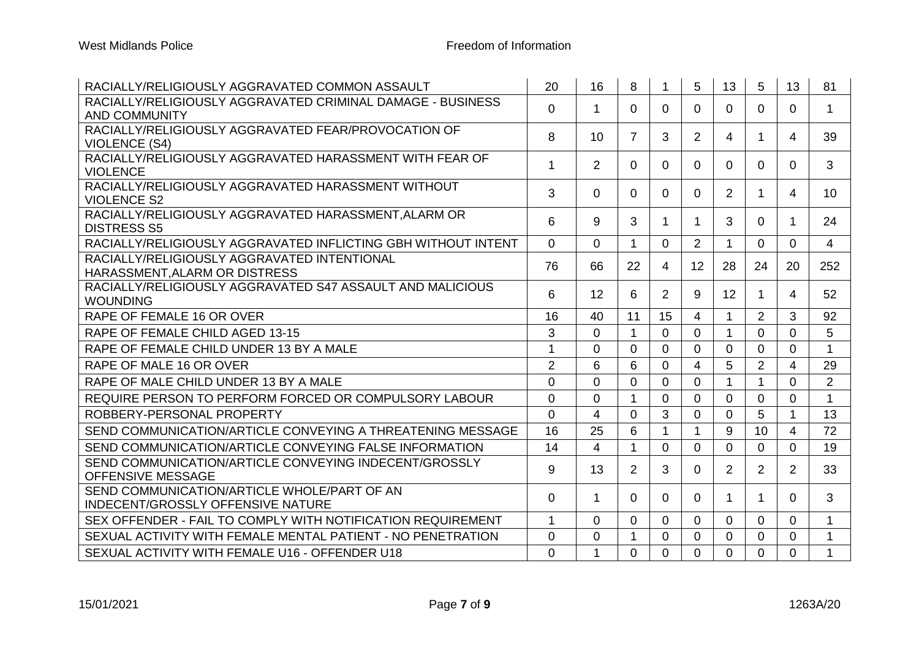| | | | | | | | | | |
|---|---|---|---|---|---|---|---|---|---|
| RACIALLY/RELIGIOUSLY AGGRAVATED COMMON ASSAULT | 20 | 16 | 8 | 1 | 5 | 13 | 5 | 13 | 81 |
| RACIALLY/RELIGIOUSLY AGGRAVATED CRIMINAL DAMAGE - BUSINESS AND COMMUNITY | 0 | 1 | 0 | 0 | 0 | 0 | 0 | 0 | 1 |
| RACIALLY/RELIGIOUSLY AGGRAVATED FEAR/PROVOCATION OF VIOLENCE (S4) | 8 | 10 | 7 | 3 | 2 | 4 | 1 | 4 | 39 |
| RACIALLY/RELIGIOUSLY AGGRAVATED HARASSMENT WITH FEAR OF VIOLENCE | 1 | 2 | 0 | 0 | 0 | 0 | 0 | 0 | 3 |
| RACIALLY/RELIGIOUSLY AGGRAVATED HARASSMENT WITHOUT VIOLENCE S2 | 3 | 0 | 0 | 0 | 0 | 2 | 1 | 4 | 10 |
| RACIALLY/RELIGIOUSLY AGGRAVATED HARASSMENT,ALARM OR DISTRESS S5 | 6 | 9 | 3 | 1 | 1 | 3 | 0 | 1 | 24 |
| RACIALLY/RELIGIOUSLY AGGRAVATED INFLICTING GBH WITHOUT INTENT | 0 | 0 | 1 | 0 | 2 | 1 | 0 | 0 | 4 |
| RACIALLY/RELIGIOUSLY AGGRAVATED INTENTIONAL HARASSMENT,ALARM OR DISTRESS | 76 | 66 | 22 | 4 | 12 | 28 | 24 | 20 | 252 |
| RACIALLY/RELIGIOUSLY AGGRAVATED S47 ASSAULT AND MALICIOUS WOUNDING | 6 | 12 | 6 | 2 | 9 | 12 | 1 | 4 | 52 |
| RAPE OF FEMALE 16 OR OVER | 16 | 40 | 11 | 15 | 4 | 1 | 2 | 3 | 92 |
| RAPE OF FEMALE CHILD AGED 13-15 | 3 | 0 | 1 | 0 | 0 | 1 | 0 | 0 | 5 |
| RAPE OF FEMALE CHILD UNDER 13 BY A MALE | 1 | 0 | 0 | 0 | 0 | 0 | 0 | 0 | 1 |
| RAPE OF MALE 16 OR OVER | 2 | 6 | 6 | 0 | 4 | 5 | 2 | 4 | 29 |
| RAPE OF MALE CHILD UNDER 13 BY A MALE | 0 | 0 | 0 | 0 | 0 | 1 | 1 | 0 | 2 |
| REQUIRE PERSON TO PERFORM FORCED OR COMPULSORY LABOUR | 0 | 0 | 1 | 0 | 0 | 0 | 0 | 0 | 1 |
| ROBBERY-PERSONAL PROPERTY | 0 | 4 | 0 | 3 | 0 | 0 | 5 | 1 | 13 |
| SEND COMMUNICATION/ARTICLE CONVEYING A THREATENING MESSAGE | 16 | 25 | 6 | 1 | 1 | 9 | 10 | 4 | 72 |
| SEND COMMUNICATION/ARTICLE CONVEYING FALSE INFORMATION | 14 | 4 | 1 | 0 | 0 | 0 | 0 | 0 | 19 |
| SEND COMMUNICATION/ARTICLE CONVEYING INDECENT/GROSSLY OFFENSIVE MESSAGE | 9 | 13 | 2 | 3 | 0 | 2 | 2 | 2 | 33 |
| SEND COMMUNICATION/ARTICLE WHOLE/PART OF AN INDECENT/GROSSLY OFFENSIVE NATURE | 0 | 1 | 0 | 0 | 0 | 1 | 1 | 0 | 3 |
| SEX OFFENDER - FAIL TO COMPLY WITH NOTIFICATION REQUIREMENT | 1 | 0 | 0 | 0 | 0 | 0 | 0 | 0 | 1 |
| SEXUAL ACTIVITY WITH FEMALE MENTAL PATIENT - NO PENETRATION | 0 | 0 | 1 | 0 | 0 | 0 | 0 | 0 | 1 |
| SEXUAL ACTIVITY WITH FEMALE U16 - OFFENDER U18 | 0 | 1 | 0 | 0 | 0 | 0 | 0 | 0 | 1 |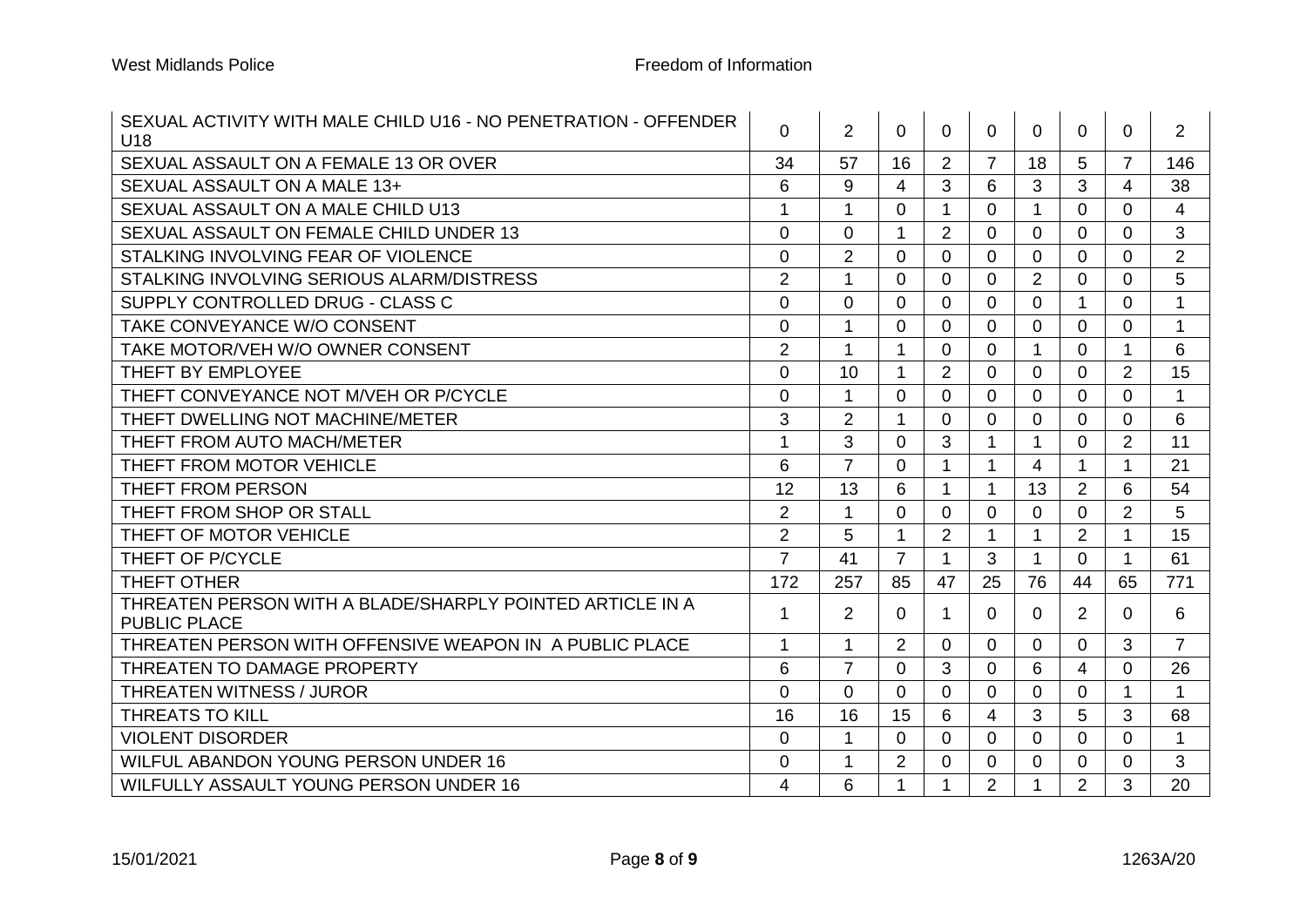| | | | | | | | | | |
|---|---|---|---|---|---|---|---|---|---|
| SEXUAL ACTIVITY WITH MALE CHILD U16 - NO PENETRATION - OFFENDER U18 | 0 | 2 | 0 | 0 | 0 | 0 | 0 | 0 | 2 |
| SEXUAL ASSAULT ON A FEMALE 13 OR OVER | 34 | 57 | 16 | 2 | 7 | 18 | 5 | 7 | 146 |
| SEXUAL ASSAULT ON A MALE 13+ | 6 | 9 | 4 | 3 | 6 | 3 | 3 | 4 | 38 |
| SEXUAL ASSAULT ON A MALE CHILD U13 | 1 | 1 | 0 | 1 | 0 | 1 | 0 | 0 | 4 |
| SEXUAL ASSAULT ON FEMALE CHILD UNDER 13 | 0 | 0 | 1 | 2 | 0 | 0 | 0 | 0 | 3 |
| STALKING INVOLVING FEAR OF VIOLENCE | 0 | 2 | 0 | 0 | 0 | 0 | 0 | 0 | 2 |
| STALKING INVOLVING SERIOUS ALARM/DISTRESS | 2 | 1 | 0 | 0 | 0 | 2 | 0 | 0 | 5 |
| SUPPLY CONTROLLED DRUG - CLASS C | 0 | 0 | 0 | 0 | 0 | 0 | 1 | 0 | 1 |
| TAKE CONVEYANCE W/O CONSENT | 0 | 1 | 0 | 0 | 0 | 0 | 0 | 0 | 1 |
| TAKE MOTOR/VEH W/O OWNER CONSENT | 2 | 1 | 1 | 0 | 0 | 1 | 0 | 1 | 6 |
| THEFT BY EMPLOYEE | 0 | 10 | 1 | 2 | 0 | 0 | 0 | 2 | 15 |
| THEFT CONVEYANCE NOT M/VEH OR P/CYCLE | 0 | 1 | 0 | 0 | 0 | 0 | 0 | 0 | 1 |
| THEFT DWELLING NOT MACHINE/METER | 3 | 2 | 1 | 0 | 0 | 0 | 0 | 0 | 6 |
| THEFT FROM AUTO MACH/METER | 1 | 3 | 0 | 3 | 1 | 1 | 0 | 2 | 11 |
| THEFT FROM MOTOR VEHICLE | 6 | 7 | 0 | 1 | 1 | 4 | 1 | 1 | 21 |
| THEFT FROM PERSON | 12 | 13 | 6 | 1 | 1 | 13 | 2 | 6 | 54 |
| THEFT FROM SHOP OR STALL | 2 | 1 | 0 | 0 | 0 | 0 | 0 | 2 | 5 |
| THEFT OF MOTOR VEHICLE | 2 | 5 | 1 | 2 | 1 | 1 | 2 | 1 | 15 |
| THEFT OF P/CYCLE | 7 | 41 | 7 | 1 | 3 | 1 | 0 | 1 | 61 |
| THEFT OTHER | 172 | 257 | 85 | 47 | 25 | 76 | 44 | 65 | 771 |
| THREATEN PERSON WITH A BLADE/SHARPLY POINTED ARTICLE IN A PUBLIC PLACE | 1 | 2 | 0 | 1 | 0 | 0 | 2 | 0 | 6 |
| THREATEN PERSON WITH OFFENSIVE WEAPON IN A PUBLIC PLACE | 1 | 1 | 2 | 0 | 0 | 0 | 0 | 3 | 7 |
| THREATEN TO DAMAGE PROPERTY | 6 | 7 | 0 | 3 | 0 | 6 | 4 | 0 | 26 |
| THREATEN WITNESS / JUROR | 0 | 0 | 0 | 0 | 0 | 0 | 0 | 1 | 1 |
| THREATS TO KILL | 16 | 16 | 15 | 6 | 4 | 3 | 5 | 3 | 68 |
| VIOLENT DISORDER | 0 | 1 | 0 | 0 | 0 | 0 | 0 | 0 | 1 |
| WILFUL ABANDON YOUNG PERSON UNDER 16 | 0 | 1 | 2 | 0 | 0 | 0 | 0 | 0 | 3 |
| WILFULLY ASSAULT YOUNG PERSON UNDER 16 | 4 | 6 | 1 | 1 | 2 | 1 | 2 | 3 | 20 |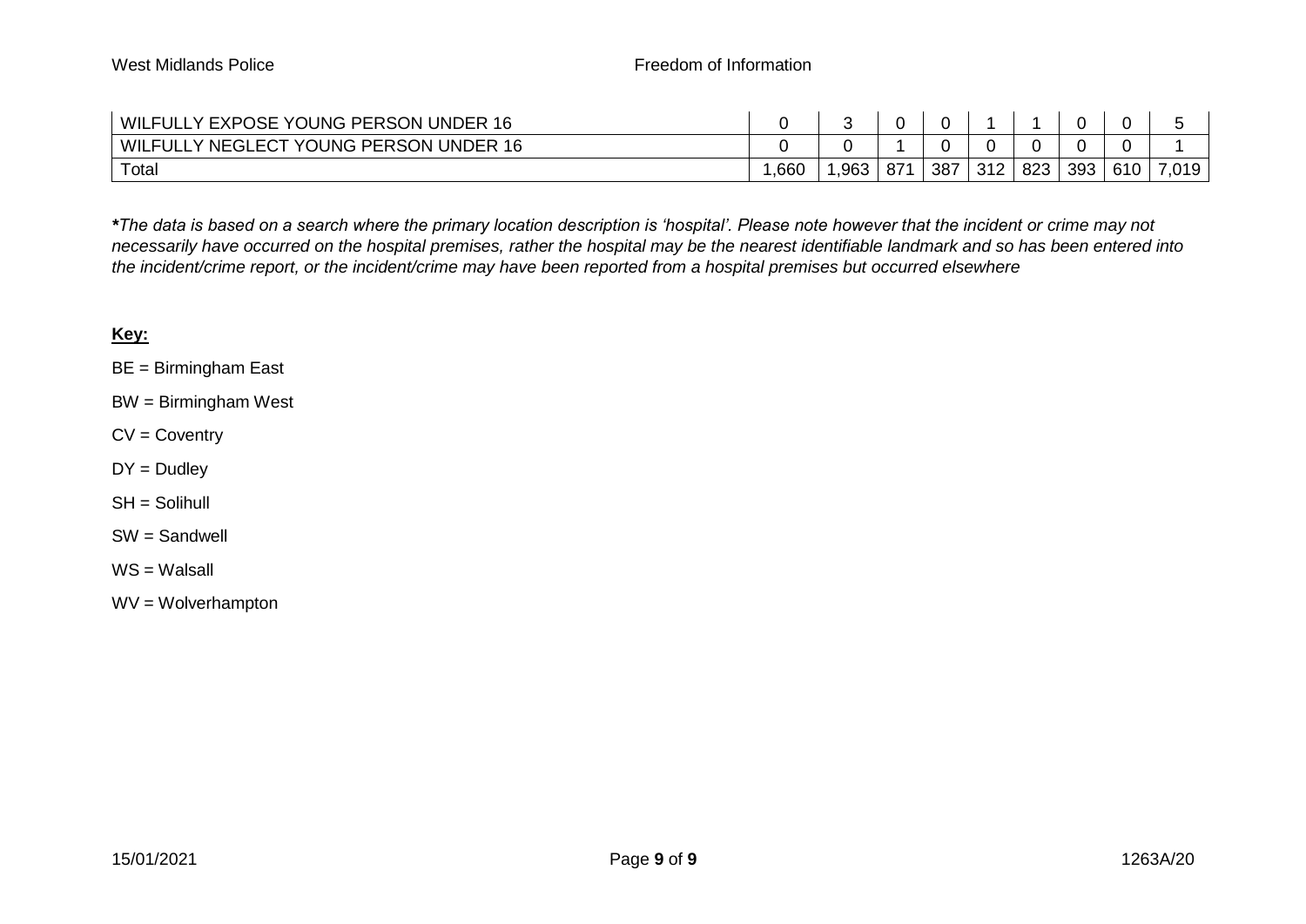| | | | | | | | | | |
|---|---|---|---|---|---|---|---|---|---|
| WILFULLY EXPOSE YOUNG PERSON UNDER 16 | 0 | 3 | 0 | 0 | 1 | 1 | 0 | 0 | 5 |
| WILFULLY NEGLECT YOUNG PERSON UNDER 16 | 0 | 0 | 1 | 0 | 0 | 0 | 0 | 0 | 1 |
| Total | 1,660 | 1,963 | 871 | 387 | 312 | 823 | 393 | 610 | 7,019 |

***The data is based on a search where the primary location description is 'hospital'. Please note however that the incident or crime may not necessarily have occurred on the hospital premises, rather the hospital may be the nearest identifiable landmark and so has been entered into the incident/crime report, or the incident/crime may have been reported from a hospital premises but occurred elsewhere*

**Key:**

BE = Birmingham East

BW = Birmingham West

CV = Coventry

DY = Dudley

SH = Solihull

SW = Sandwell

WS = Walsall

WV = Wolverhampton